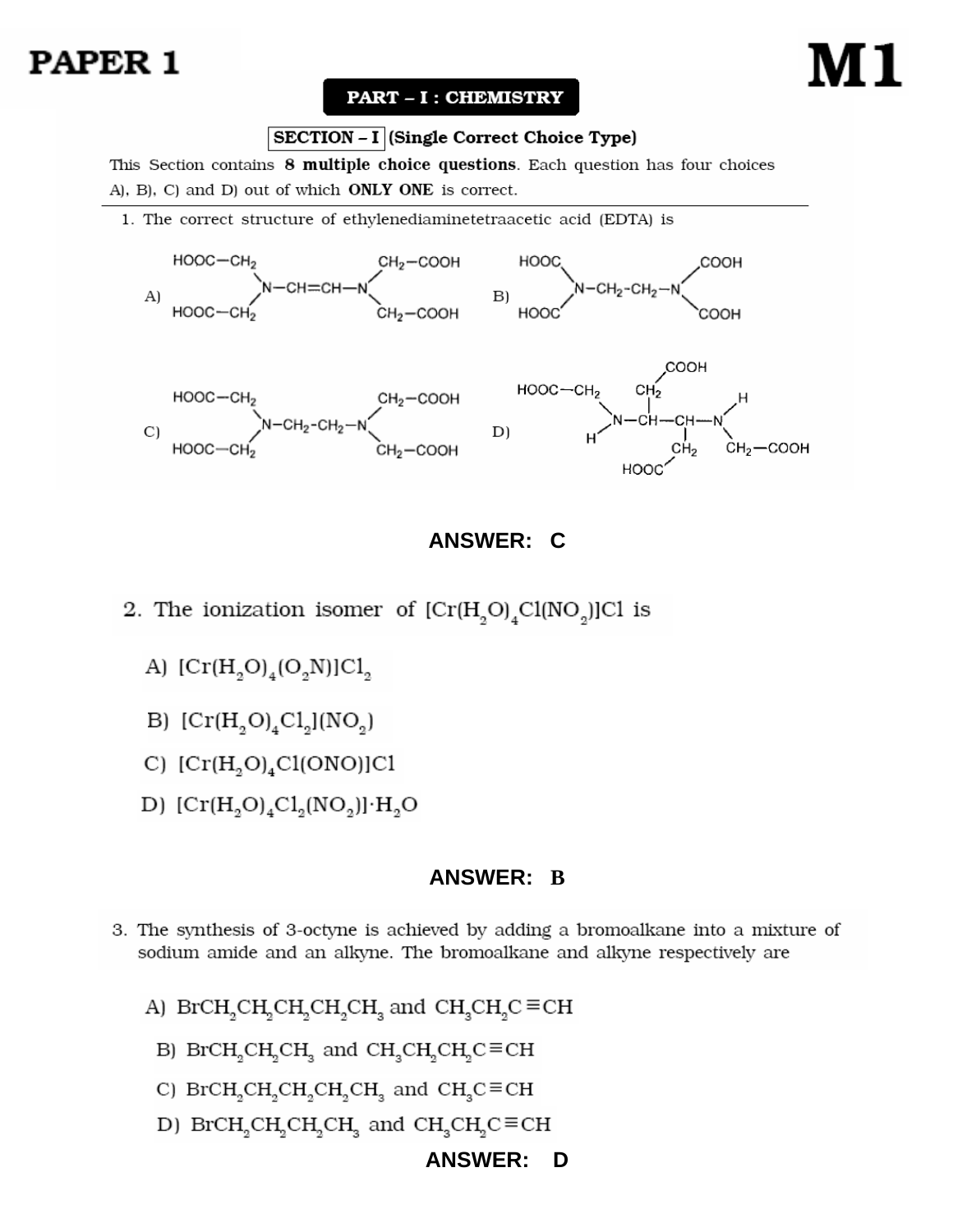# PAPER 1

# M1

## PART – I : CHEMISTRY

### SECTION – I (Single Correct Choice Type)

This Section contains **8 multiple choice questions**. Each question has four choices A), B), C) and D) out of which **ONLY ONE** is correct.

1. The correct structure of ethylenediaminetetraacetic acid (EDTA) is

A) $(HOOC-CH_2)_2N-CH=CH-N(CH_2-COOH)_2$

B) $(HOOC)_2N-CH_2-CH_2-N(COOH)_2$

C) $(HOOC-CH_2)_2N-CH_2-CH_2-N(CH_2-COOH)_2$

D) $HOOC-CH_2-NH-CH(CH_2COOH)-CH(CH_2COOH)-NH-CH_2-COOH$

**ANSWER: C**

2. The ionization isomer of $[Cr(H_2O)_4Cl(NO_2)]Cl$ is

A) $[Cr(H_2O)_4(O_2N)]Cl_2$

B) $[Cr(H_2O)_4Cl_2](NO_2)$

C) $[Cr(H_2O)_4Cl(ONO)]Cl$

D) $[Cr(H_2O)_4Cl_2(NO_2)]\cdot H_2O$

**ANSWER: B**

3. The synthesis of 3-octyne is achieved by adding a bromoalkane into a mixture of sodium amide and an alkyne. The bromoalkane and alkyne respectively are

A) $BrCH_2CH_2CH_2CH_2CH_3$ and $CH_3CH_2C\equiv CH$

B) $BrCH_2CH_2CH_3$ and $CH_3CH_2CH_2C\equiv CH$

C) $BrCH_2CH_2CH_2CH_2CH_3$ and $CH_3C\equiv CH$

D) $BrCH_2CH_2CH_2CH_3$ and $CH_3CH_2C\equiv CH$

**ANSWER: D**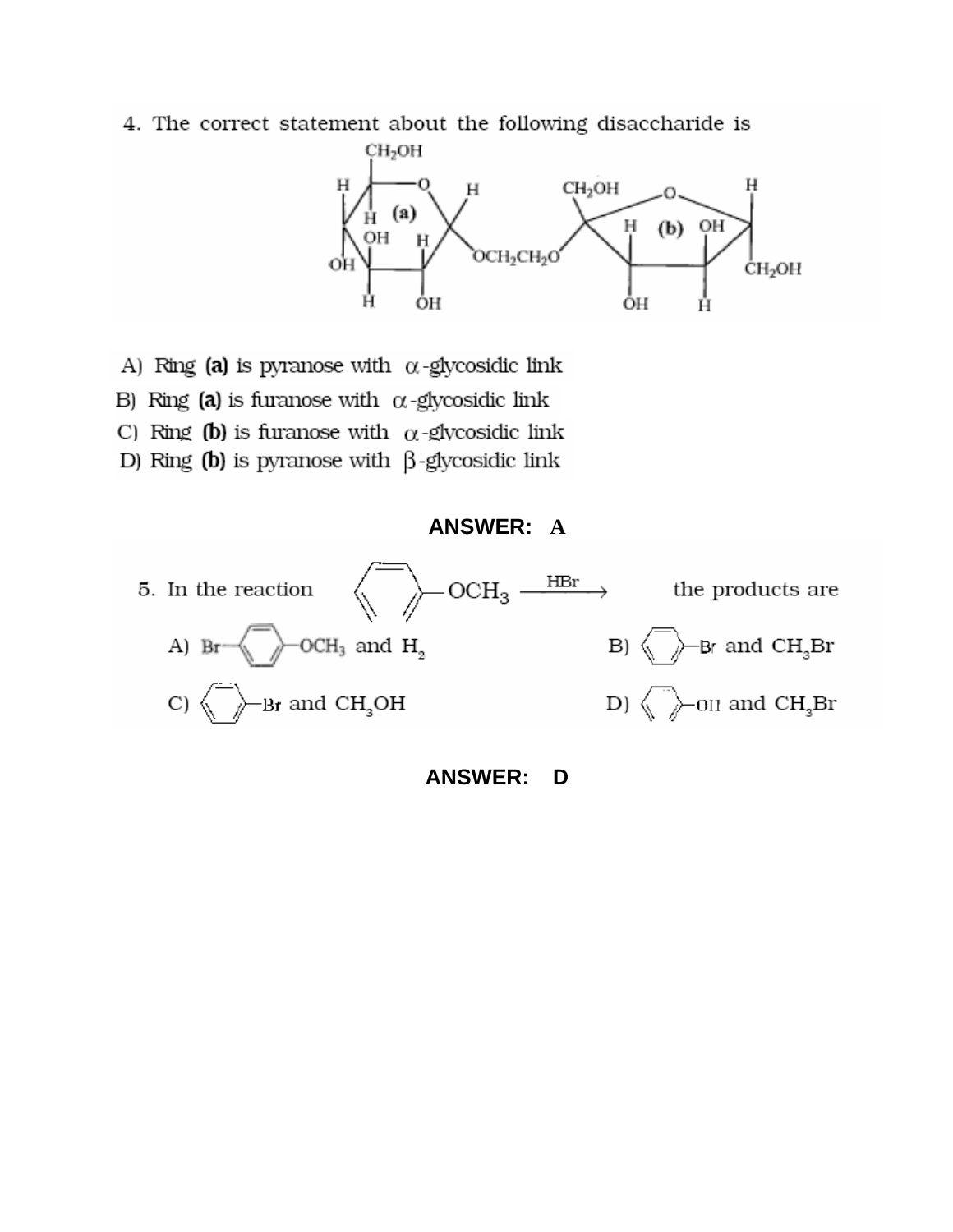4. The correct statement about the following disaccharide is

A) Ring **(a)** is pyranose with $\alpha$-glycosidic link

B) Ring **(a)** is furanose with $\alpha$-glycosidic link

C) Ring **(b)** is furanose with $\alpha$-glycosidic link

D) Ring **(b)** is pyranose with $\beta$-glycosidic link

**ANSWER: A**

5. In the reaction $C_6H_5-OCH_3 \xrightarrow{HBr}$ the products are

A) $Br-C_6H_4-OCH_3$ and $H_2$

B) $C_6H_5-Br$ and $CH_3Br$

C) $C_6H_5-Br$ and $CH_3OH$

D) $C_6H_5-OH$ and $CH_3Br$

**ANSWER: D**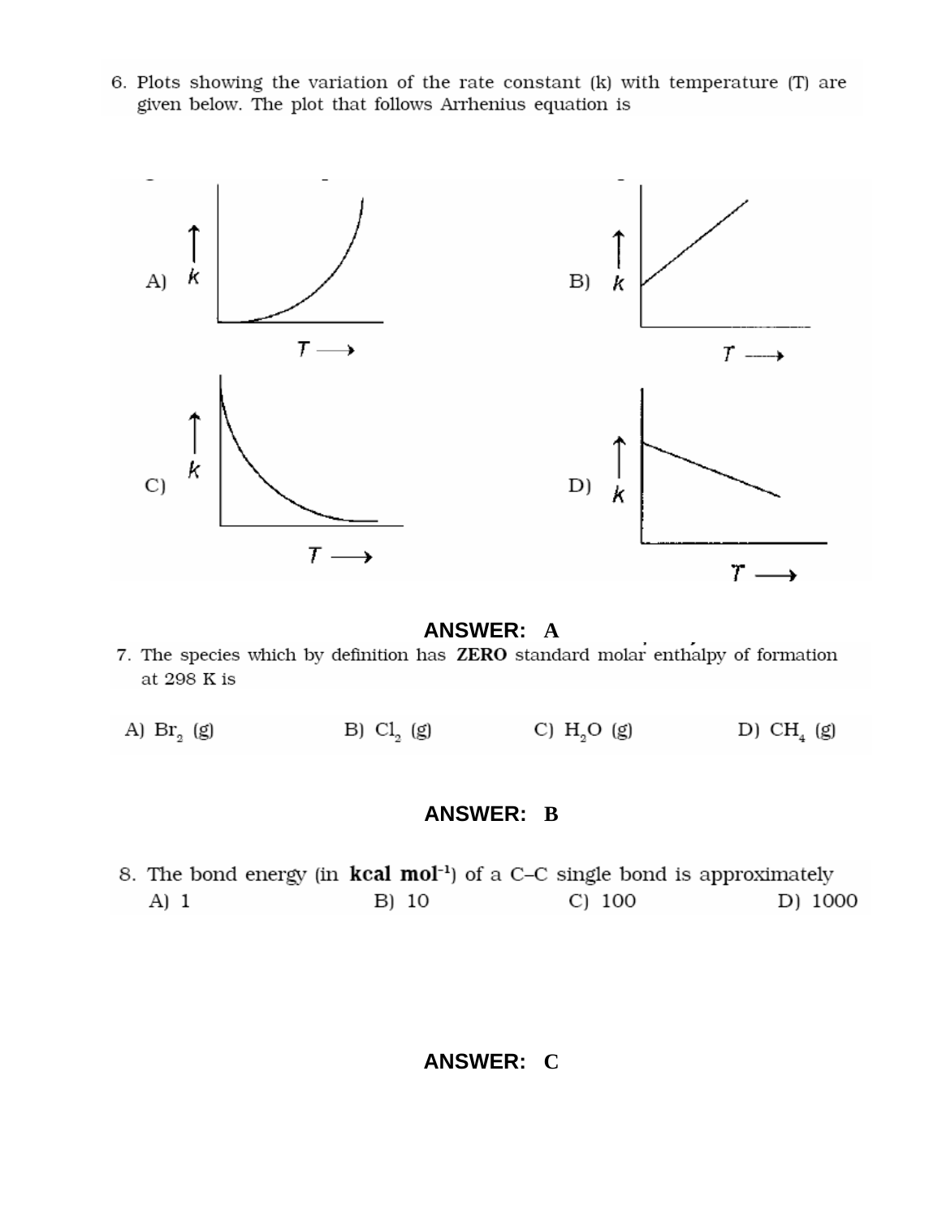6. Plots showing the variation of the rate constant (k) with temperature (T) are given below. The plot that follows Arrhenius equation is

A) B) C) D)

**ANSWER: A**

7. The species which by definition has **ZERO** standard molar enthalpy of formation at 298 K is

A) $Br_2$ (g) B) $Cl_2$ (g) C) $H_2O$ (g) D) $CH_4$ (g)

**ANSWER: B**

8. The bond energy (in **kcal mol$^{-1}$**) of a C–C single bond is approximately

A) 1 B) 10 C) 100 D) 1000

**ANSWER: C**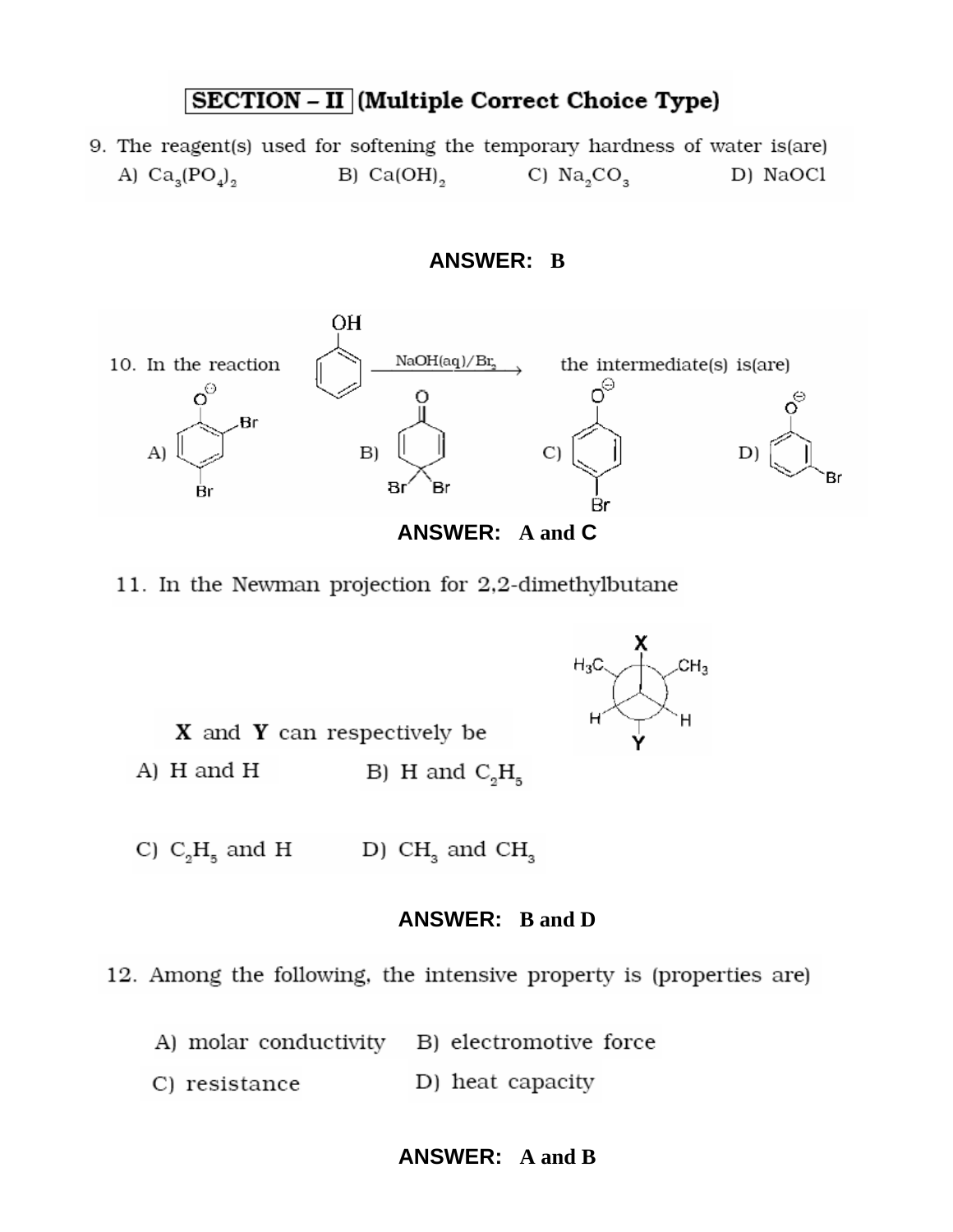## SECTION – II (Multiple Correct Choice Type)

9. The reagent(s) used for softening the temporary hardness of water is(are)

A) $Ca_3(PO_4)_2$ B) $Ca(OH)_2$ C) $Na_2CO_3$ D) NaOCl

**ANSWER: B**

10. In the reaction (phenol) $\xrightarrow{NaOH(aq)/Br_2}$ the intermediate(s) is(are)

A) 2,4-dibromophenoxide ion B) 4,4-dibromocyclohexa-2,5-dienone C) 4-bromophenoxide ion D) 3-bromophenoxide ion

**ANSWER: A and C**

11. In the Newman projection for 2,2-dimethylbutane

(Newman projection: front groups $H_3C$, $CH_3$, X; back groups H, H, Y)

**X** and **Y** can respectively be

A) H and H B) H and $C_2H_5$

C) $C_2H_5$ and H D) $CH_3$ and $CH_3$

**ANSWER: B and D**

12. Among the following, the intensive property is (properties are)

A) molar conductivity B) electromotive force

C) resistance D) heat capacity

**ANSWER: A and B**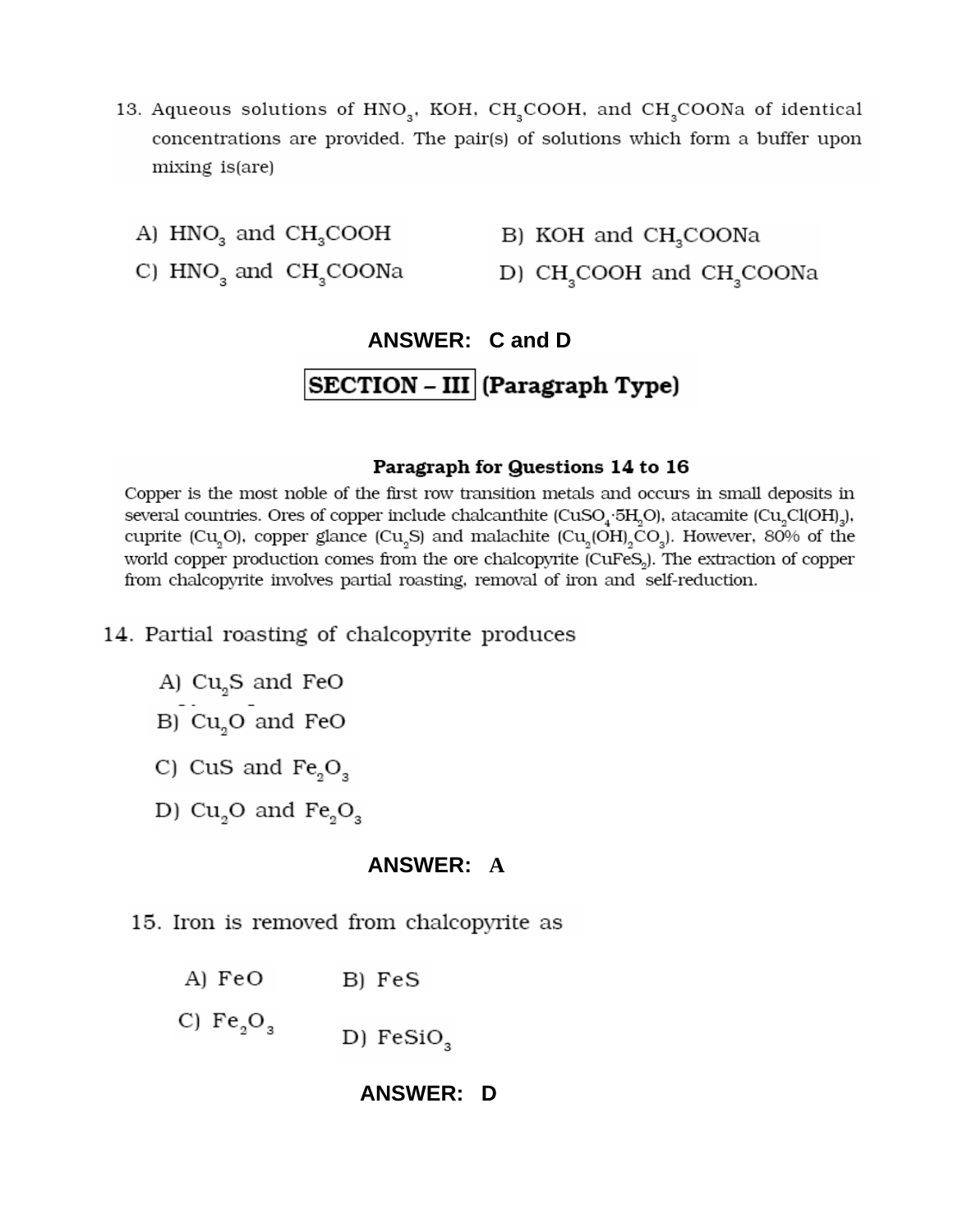13. Aqueous solutions of $HNO_3$, KOH, $CH_3COOH$, and $CH_3COONa$ of identical concentrations are provided. The pair(s) of solutions which form a buffer upon mixing is(are)

A) $HNO_3$ and $CH_3COOH$

B) KOH and $CH_3COONa$

C) $HNO_3$ and $CH_3COONa$

D) $CH_3COOH$ and $CH_3COONa$

**ANSWER: C and D**

## SECTION – III (Paragraph Type)

### Paragraph for Questions 14 to 16

Copper is the most noble of the first row transition metals and occurs in small deposits in several countries. Ores of copper include chalcanthite ($CuSO_4 \cdot 5H_2O$), atacamite ($Cu_2Cl(OH)_3$), cuprite ($Cu_2O$), copper glance ($Cu_2S$) and malachite ($Cu_2(OH)_2CO_3$). However, 80% of the world copper production comes from the ore chalcopyrite ($CuFeS_2$). The extraction of copper from chalcopyrite involves partial roasting, removal of iron and self-reduction.

14. Partial roasting of chalcopyrite produces

A) $Cu_2S$ and FeO

B) $Cu_2O$ and FeO

C) CuS and $Fe_2O_3$

D) $Cu_2O$ and $Fe_2O_3$

**ANSWER: A**

15. Iron is removed from chalcopyrite as

A) FeO

B) FeS

C) $Fe_2O_3$

D) $FeSiO_3$

**ANSWER: D**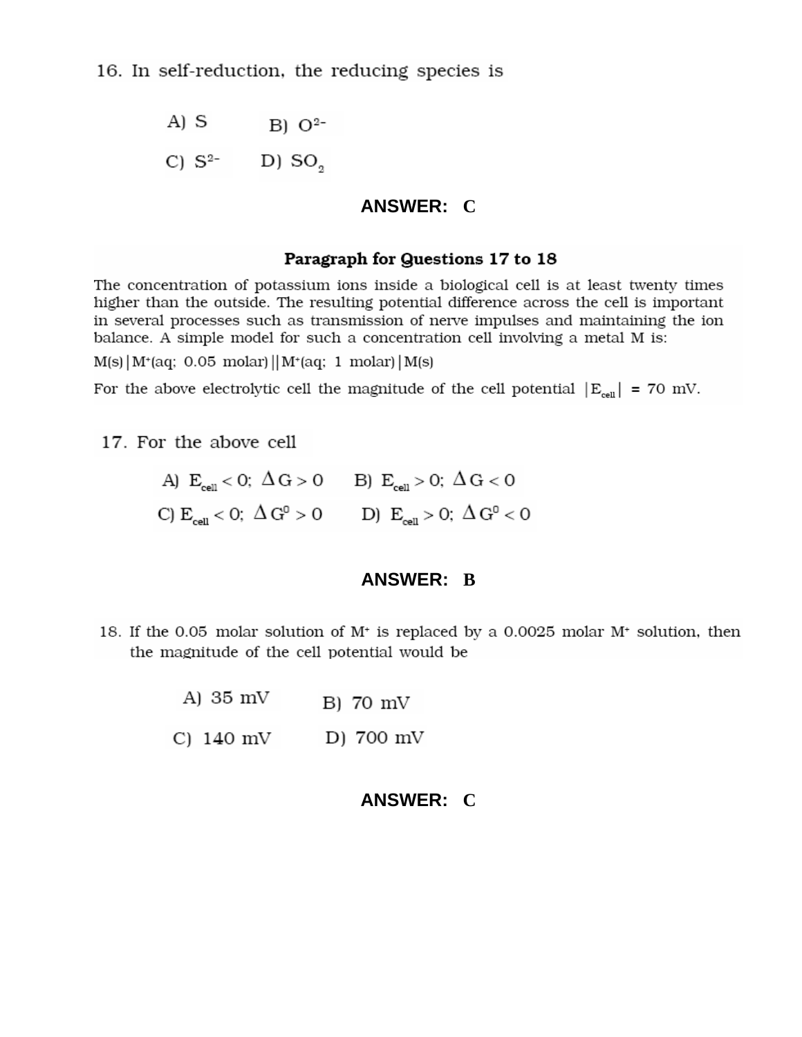16. In self-reduction, the reducing species is

A) S  B) $O^{2-}$

C) $S^{2-}$  D) $SO_2$

**ANSWER: C**

**Paragraph for Questions 17 to 18**

The concentration of potassium ions inside a biological cell is at least twenty times higher than the outside. The resulting potential difference across the cell is important in several processes such as transmission of nerve impulses and maintaining the ion balance. A simple model for such a concentration cell involving a metal M is:

$M(s)|M^+(aq;\ 0.05\ molar)||M^+(aq;\ 1\ molar)|M(s)$

For the above electrolytic cell the magnitude of the cell potential $|E_{cell}|$ = 70 mV.

17. For the above cell

A) $E_{cell} < 0;\ \Delta G > 0$  B) $E_{cell} > 0;\ \Delta G < 0$

C) $E_{cell} < 0;\ \Delta G^0 > 0$  D) $E_{cell} > 0;\ \Delta G^0 < 0$

**ANSWER: B**

18. If the 0.05 molar solution of $M^+$ is replaced by a 0.0025 molar $M^+$ solution, then the magnitude of the cell potential would be

A) 35 mV  B) 70 mV

C) 140 mV  D) 700 mV

**ANSWER: C**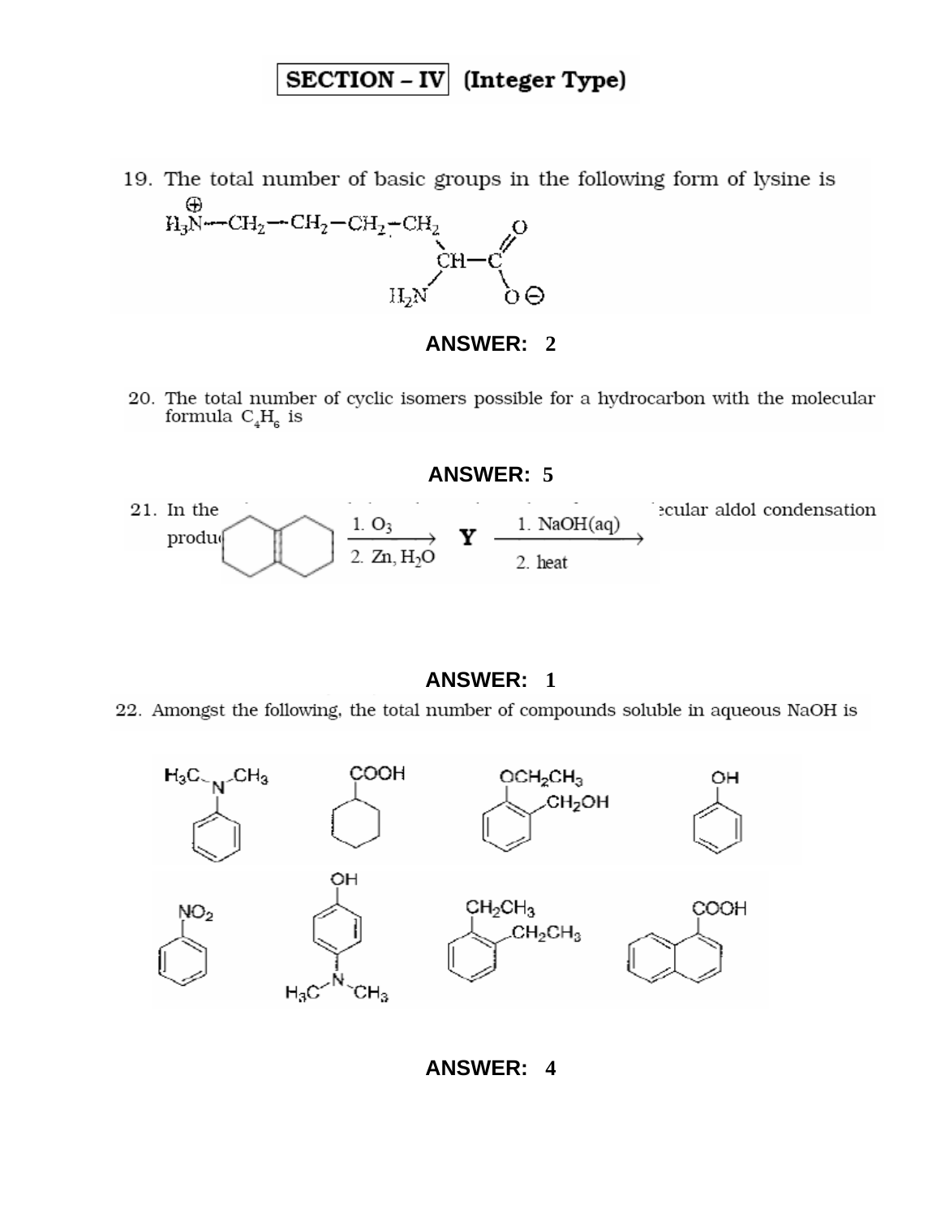## SECTION – IV (Integer Type)

19. The total number of basic groups in the following form of lysine is

$$H_3\overset{\oplus}{N}-CH_2-CH_2-CH_2-CH_2-\underset{H_2N}{CH}-C(=O)-O^{\ominus}$$

**ANSWER: 2**

20. The total number of cyclic isomers possible for a hydrocarbon with the molecular formula $C_4H_6$ is

**ANSWER: 5**

21. In the ... ecular aldol condensation produ...

$$\xrightarrow[2.\ Zn,\ H_2O]{1.\ O_3} \mathbf{Y} \xrightarrow[2.\ heat]{1.\ NaOH(aq)}$$

**ANSWER: 1**

22. Amongst the following, the total number of compounds soluble in aqueous NaOH is

**ANSWER: 4**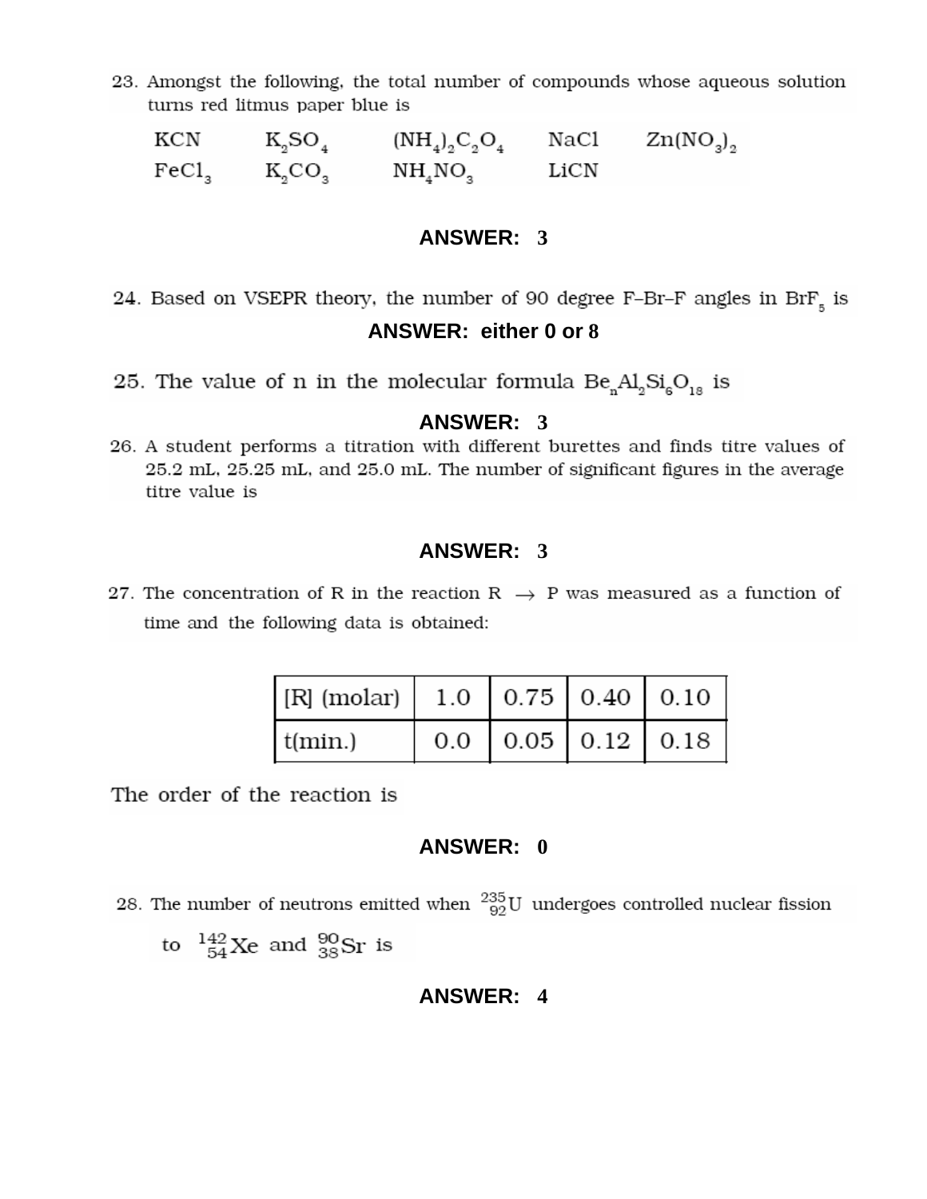23. Amongst the following, the total number of compounds whose aqueous solution turns red litmus paper blue is

| | | | | |
|---|---|---|---|---|
| KCN | $K_2SO_4$ | $(NH_4)_2C_2O_4$ | NaCl | $Zn(NO_3)_2$ |
| $FeCl_3$ | $K_2CO_3$ | $NH_4NO_3$ | LiCN | |

**ANSWER: 3**

24. Based on VSEPR theory, the number of 90 degree F–Br–F angles in $BrF_5$ is

**ANSWER: either 0 or 8**

25. The value of n in the molecular formula $Be_nAl_2Si_6O_{18}$ is

**ANSWER: 3**

26. A student performs a titration with different burettes and finds titre values of 25.2 mL, 25.25 mL, and 25.0 mL. The number of significant figures in the average titre value is

**ANSWER: 3**

27. The concentration of R in the reaction R $\rightarrow$ P was measured as a function of time and the following data is obtained:

| [R] (molar) | 1.0 | 0.75 | 0.40 | 0.10 |
|---|---|---|---|---|
| t(min.) | 0.0 | 0.05 | 0.12 | 0.18 |

The order of the reaction is

**ANSWER: 0**

28. The number of neutrons emitted when ${}^{235}_{92}U$ undergoes controlled nuclear fission to ${}^{142}_{54}Xe$ and ${}^{90}_{38}Sr$ is

**ANSWER: 4**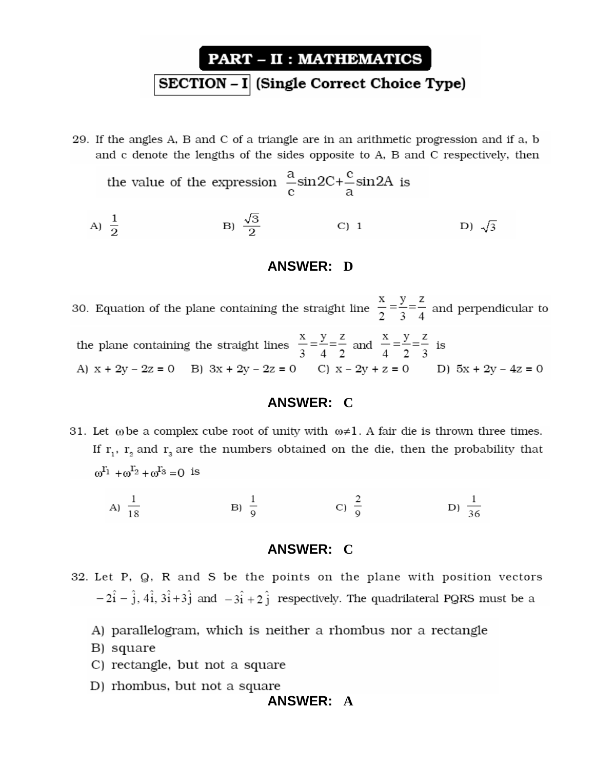# PART – II : MATHEMATICS

## SECTION – I (Single Correct Choice Type)

29. If the angles A, B and C of a triangle are in an arithmetic progression and if a, b and c denote the lengths of the sides opposite to A, B and C respectively, then the value of the expression $\frac{a}{c}\sin 2C + \frac{c}{a}\sin 2A$ is

A) $\frac{1}{2}$ B) $\frac{\sqrt{3}}{2}$ C) 1 D) $\sqrt{3}$

**ANSWER: D**

30. Equation of the plane containing the straight line $\frac{x}{2} = \frac{y}{3} = \frac{z}{4}$ and perpendicular to the plane containing the straight lines $\frac{x}{3} = \frac{y}{4} = \frac{z}{2}$ and $\frac{x}{4} = \frac{y}{2} = \frac{z}{3}$ is

A) $x + 2y - 2z = 0$ B) $3x + 2y - 2z = 0$ C) $x - 2y + z = 0$ D) $5x + 2y - 4z = 0$

**ANSWER: C**

31. Let $\omega$ be a complex cube root of unity with $\omega \neq 1$. A fair die is thrown three times. If $r_1$, $r_2$ and $r_3$ are the numbers obtained on the die, then the probability that $\omega^{r_1} + \omega^{r_2} + \omega^{r_3} = 0$ is

A) $\frac{1}{18}$ B) $\frac{1}{9}$ C) $\frac{2}{9}$ D) $\frac{1}{36}$

**ANSWER: C**

32. Let P, Q, R and S be the points on the plane with position vectors $-2\hat{i} - \hat{j}$, $4\hat{i}$, $3\hat{i} + 3\hat{j}$ and $-3\hat{i} + 2\hat{j}$ respectively. The quadrilateral PQRS must be a

A) parallelogram, which is neither a rhombus nor a rectangle
B) square
C) rectangle, but not a square
D) rhombus, but not a square

**ANSWER: A**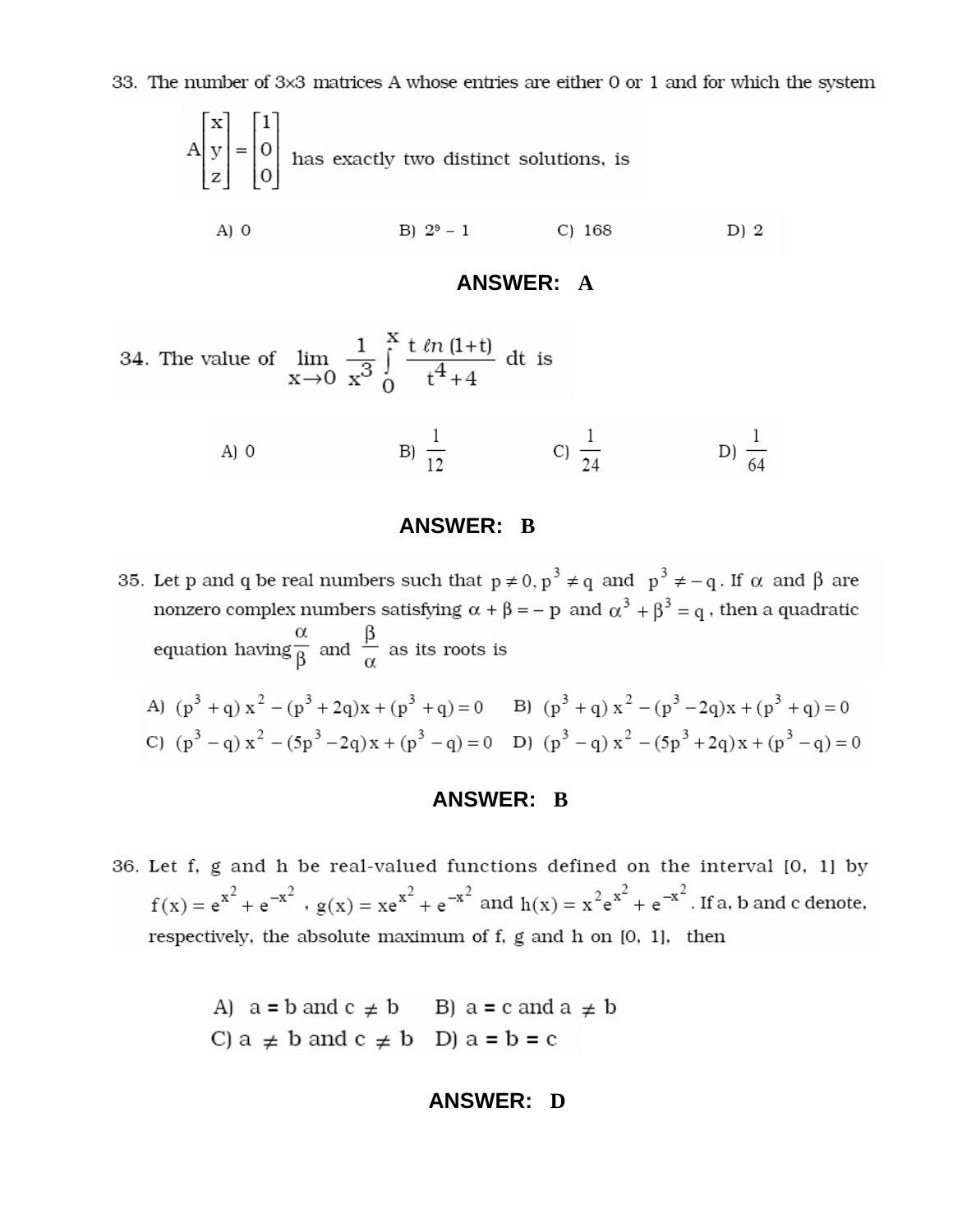33. The number of 3×3 matrices A whose entries are either 0 or 1 and for which the system

$$A\begin{bmatrix} x \\ y \\ z \end{bmatrix} = \begin{bmatrix} 1 \\ 0 \\ 0 \end{bmatrix}$$ has exactly two distinct solutions, is

A) 0 B) $2^9 - 1$ C) 168 D) 2

**ANSWER: A**

34. The value of $\lim\limits_{x \to 0} \dfrac{1}{x^3} \displaystyle\int_0^x \dfrac{t \ln(1+t)}{t^4 + 4} dt$ is

A) 0 B) $\dfrac{1}{12}$ C) $\dfrac{1}{24}$ D) $\dfrac{1}{64}$

**ANSWER: B**

35. Let p and q be real numbers such that $p \neq 0, p^3 \neq q$ and $p^3 \neq -q$. If $\alpha$ and $\beta$ are nonzero complex numbers satisfying $\alpha + \beta = -p$ and $\alpha^3 + \beta^3 = q$, then a quadratic equation having $\dfrac{\alpha}{\beta}$ and $\dfrac{\beta}{\alpha}$ as its roots is

A) $(p^3 + q)x^2 - (p^3 + 2q)x + (p^3 + q) = 0$ B) $(p^3 + q)x^2 - (p^3 - 2q)x + (p^3 + q) = 0$

C) $(p^3 - q)x^2 - (5p^3 - 2q)x + (p^3 - q) = 0$ D) $(p^3 - q)x^2 - (5p^3 + 2q)x + (p^3 - q) = 0$

**ANSWER: B**

36. Let f, g and h be real-valued functions defined on the interval [0, 1] by $f(x) = e^{x^2} + e^{-x^2}$, $g(x) = xe^{x^2} + e^{-x^2}$ and $h(x) = x^2e^{x^2} + e^{-x^2}$. If a, b and c denote, respectively, the absolute maximum of f, g and h on [0, 1], then

A) $a = b$ and $c \neq b$ B) $a = c$ and $a \neq b$

C) $a \neq b$ and $c \neq b$ D) $a = b = c$

**ANSWER: D**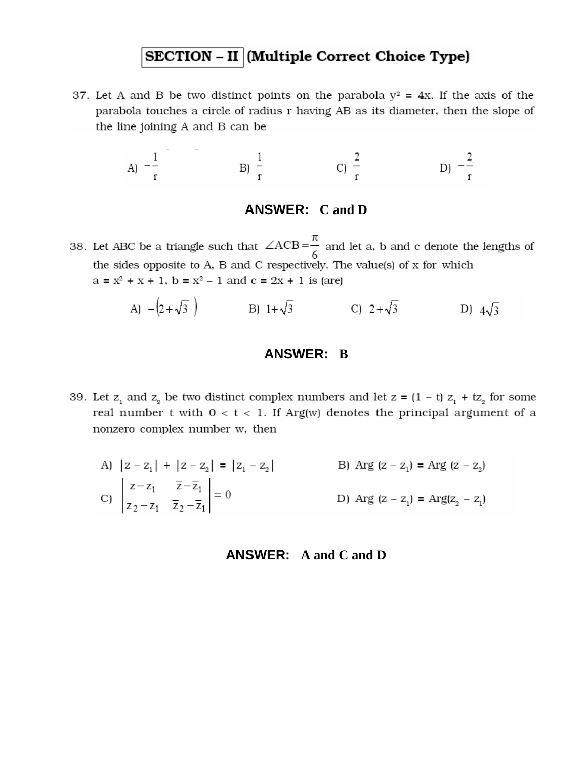## SECTION – II (Multiple Correct Choice Type)

37. Let A and B be two distinct points on the parabola $y^2 = 4x$. If the axis of the parabola touches a circle of radius r having AB as its diameter, then the slope of the line joining A and B can be

A) $-\frac{1}{r}$ B) $\frac{1}{r}$ C) $\frac{2}{r}$ D) $-\frac{2}{r}$

**ANSWER: C and D**

38. Let ABC be a triangle such that $\angle ACB = \frac{\pi}{6}$ and let a, b and c denote the lengths of the sides opposite to A, B and C respectively. The value(s) of x for which $a = x^2 + x + 1$, $b = x^2 - 1$ and $c = 2x + 1$ is (are)

A) $-\left(2+\sqrt{3}\right)$ B) $1+\sqrt{3}$ C) $2+\sqrt{3}$ D) $4\sqrt{3}$

**ANSWER: B**

39. Let $z_1$ and $z_2$ be two distinct complex numbers and let $z = (1 - t)\, z_1 + t z_2$ for some real number t with $0 < t < 1$. If Arg(w) denotes the principal argument of a nonzero complex number w, then

A) $|z - z_1| + |z - z_2| = |z_1 - z_2|$

B) $\text{Arg}\,(z - z_1) = \text{Arg}\,(z - z_2)$

C) $\begin{vmatrix} z - z_1 & \bar{z} - \bar{z}_1 \\ z_2 - z_1 & \bar{z}_2 - \bar{z}_1 \end{vmatrix} = 0$

D) $\text{Arg}\,(z - z_1) = \text{Arg}(z_2 - z_1)$

**ANSWER: A and C and D**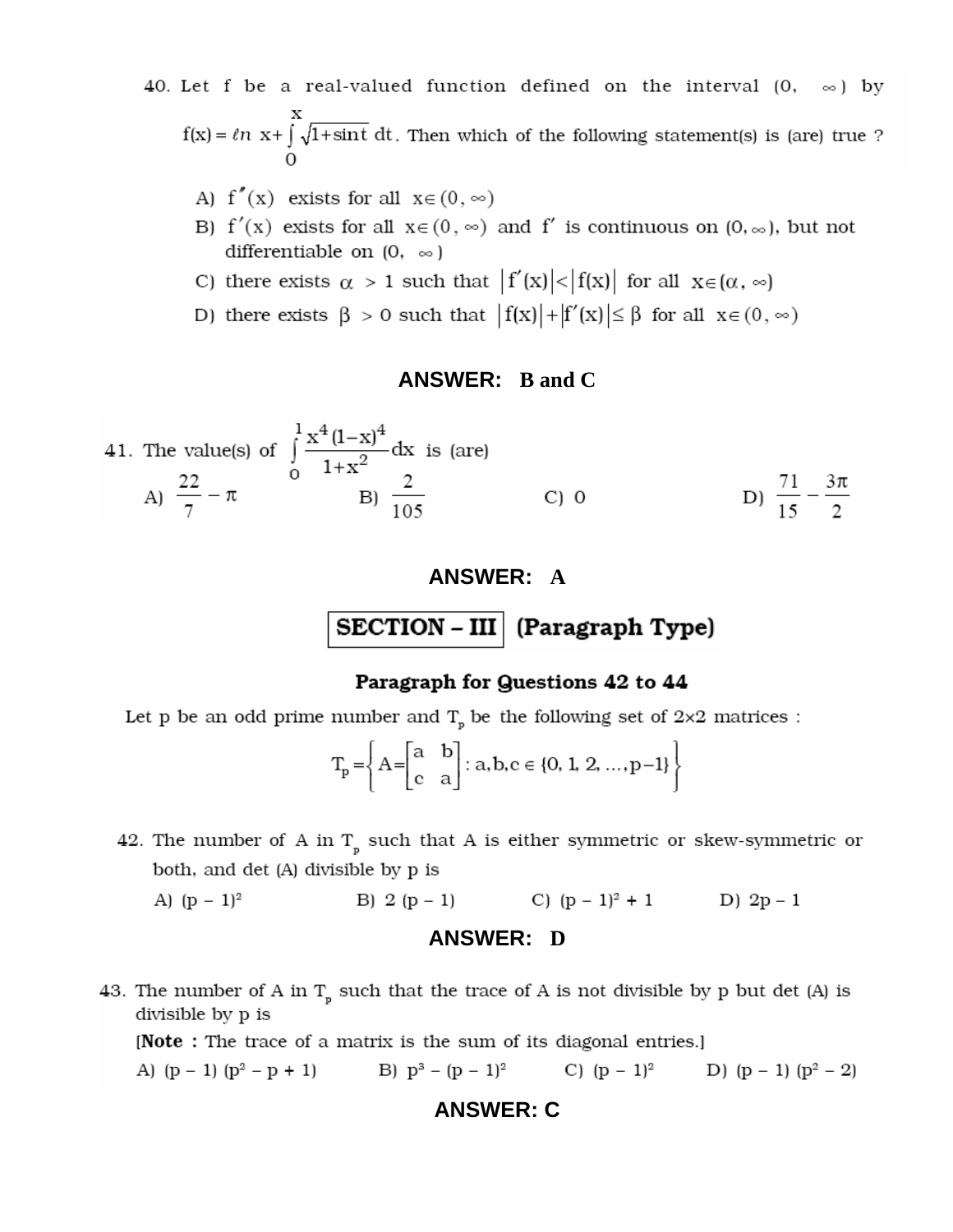40. Let f be a real-valued function defined on the interval $(0, \infty)$ by $f(x) = \ell n\ x + \int_0^x \sqrt{1+\sin t}\, dt$. Then which of the following statement(s) is (are) true ?

A) $f''(x)$ exists for all $x \in (0, \infty)$

B) $f'(x)$ exists for all $x \in (0, \infty)$ and $f'$ is continuous on $(0, \infty)$, but not differentiable on $(0, \infty)$

C) there exists $\alpha > 1$ such that $|f'(x)| < |f(x)|$ for all $x \in (\alpha, \infty)$

D) there exists $\beta > 0$ such that $|f(x)| + |f'(x)| \leq \beta$ for all $x \in (0, \infty)$

**ANSWER: B and C**

41. The value(s) of $\int_0^1 \frac{x^4(1-x)^4}{1+x^2} dx$ is (are)

A) $\frac{22}{7} - \pi$  B) $\frac{2}{105}$  C) 0  D) $\frac{71}{15} - \frac{3\pi}{2}$

**ANSWER: A**

## SECTION – III (Paragraph Type)

### Paragraph for Questions 42 to 44

Let p be an odd prime number and $T_p$ be the following set of $2\times2$ matrices :

$$T_p = \left\{ A = \begin{bmatrix} a & b \\ c & a \end{bmatrix} : a, b, c \in \{0, 1, 2, \ldots, p-1\} \right\}$$

42. The number of A in $T_p$ such that A is either symmetric or skew-symmetric or both, and det (A) divisible by p is

A) $(p - 1)^2$  B) $2(p - 1)$  C) $(p - 1)^2 + 1$  D) $2p - 1$

**ANSWER: D**

43. The number of A in $T_p$ such that the trace of A is not divisible by p but det (A) is divisible by p is

[**Note :** The trace of a matrix is the sum of its diagonal entries.]

A) $(p - 1)(p^2 - p + 1)$  B) $p^3 - (p - 1)^2$  C) $(p - 1)^2$  D) $(p - 1)(p^2 - 2)$

**ANSWER: C**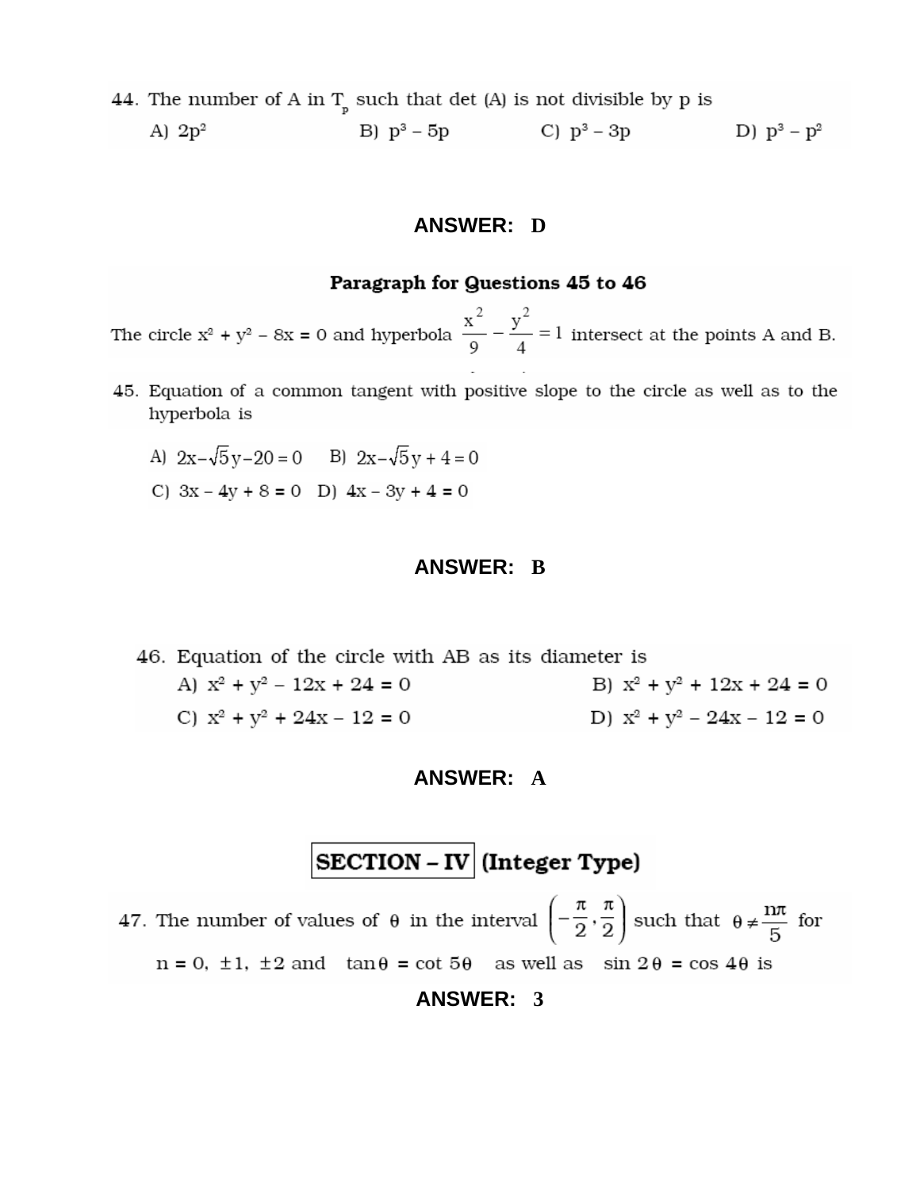44. The number of A in $T_p$ such that det (A) is not divisible by p is

A) $2p^2$ B) $p^3 - 5p$ C) $p^3 - 3p$ D) $p^3 - p^2$

**ANSWER: D**

### Paragraph for Questions 45 to 46

The circle $x^2 + y^2 - 8x = 0$ and hyperbola $\frac{x^2}{9} - \frac{y^2}{4} = 1$ intersect at the points A and B.

45. Equation of a common tangent with positive slope to the circle as well as to the hyperbola is

A) $2x - \sqrt{5}y - 20 = 0$ B) $2x - \sqrt{5}y + 4 = 0$

C) $3x - 4y + 8 = 0$ D) $4x - 3y + 4 = 0$

**ANSWER: B**

46. Equation of the circle with AB as its diameter is

A) $x^2 + y^2 - 12x + 24 = 0$ B) $x^2 + y^2 + 12x + 24 = 0$

C) $x^2 + y^2 + 24x - 12 = 0$ D) $x^2 + y^2 - 24x - 12 = 0$

**ANSWER: A**

## SECTION – IV (Integer Type)

47. The number of values of $\theta$ in the interval $\left(-\frac{\pi}{2}, \frac{\pi}{2}\right)$ such that $\theta \neq \frac{n\pi}{5}$ for $n = 0, \pm 1, \pm 2$ and $\tan\theta = \cot 5\theta$ as well as $\sin 2\theta = \cos 4\theta$ is

**ANSWER: 3**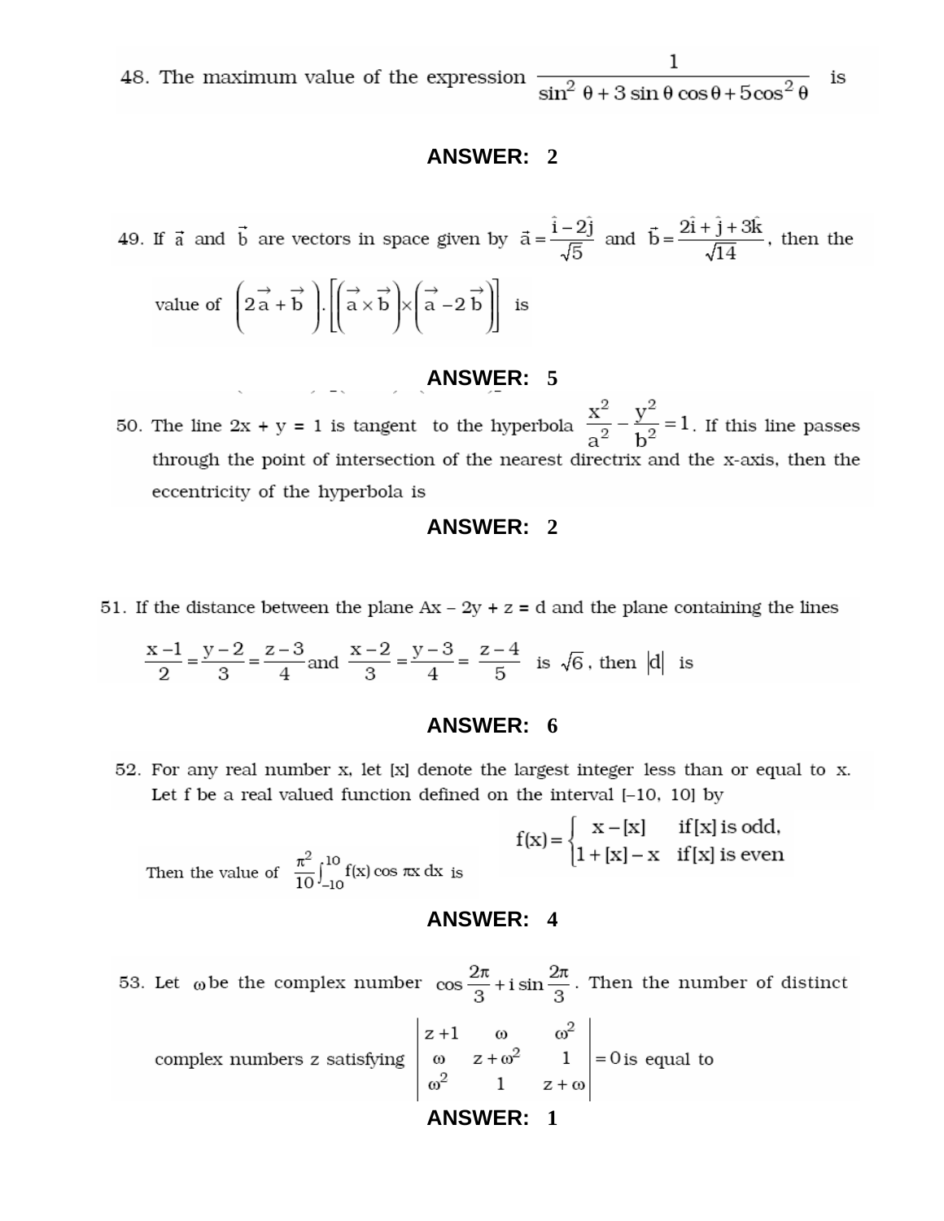48. The maximum value of the expression $\dfrac{1}{\sin^2\theta + 3\sin\theta\cos\theta + 5\cos^2\theta}$ is

**ANSWER: 2**

49. If $\vec{a}$ and $\vec{b}$ are vectors in space given by $\vec{a} = \dfrac{\hat{i} - 2\hat{j}}{\sqrt{5}}$ and $\vec{b} = \dfrac{2\hat{i} + \hat{j} + 3\hat{k}}{\sqrt{14}}$, then the value of $\left(2\vec{a} + \vec{b}\right) \cdot \left[\left(\vec{a} \times \vec{b}\right) \times \left(\vec{a} - 2\vec{b}\right)\right]$ is

**ANSWER: 5**

50. The line 2x + y = 1 is tangent to the hyperbola $\dfrac{x^2}{a^2} - \dfrac{y^2}{b^2} = 1$. If this line passes through the point of intersection of the nearest directrix and the x-axis, then the eccentricity of the hyperbola is

**ANSWER: 2**

51. If the distance between the plane Ax – 2y + z = d and the plane containing the lines $\dfrac{x-1}{2} = \dfrac{y-2}{3} = \dfrac{z-3}{4}$ and $\dfrac{x-2}{3} = \dfrac{y-3}{4} = \dfrac{z-4}{5}$ is $\sqrt{6}$, then $|d|$ is

**ANSWER: 6**

52. For any real number x, let [x] denote the largest integer less than or equal to x. Let f be a real valued function defined on the interval [–10, 10] by

$$f(x) = \begin{cases} x - [x] & \text{if } [x] \text{ is odd,} \\ 1 + [x] - x & \text{if } [x] \text{ is even} \end{cases}$$

Then the value of $\dfrac{\pi^2}{10}\displaystyle\int_{-10}^{10} f(x)\cos \pi x \, dx$ is

**ANSWER: 4**

53. Let $\omega$ be the complex number $\cos\dfrac{2\pi}{3} + i\sin\dfrac{2\pi}{3}$. Then the number of distinct complex numbers z satisfying $\begin{vmatrix} z+1 & \omega & \omega^2 \\ \omega & z+\omega^2 & 1 \\ \omega^2 & 1 & z+\omega \end{vmatrix} = 0$ is equal to

**ANSWER: 1**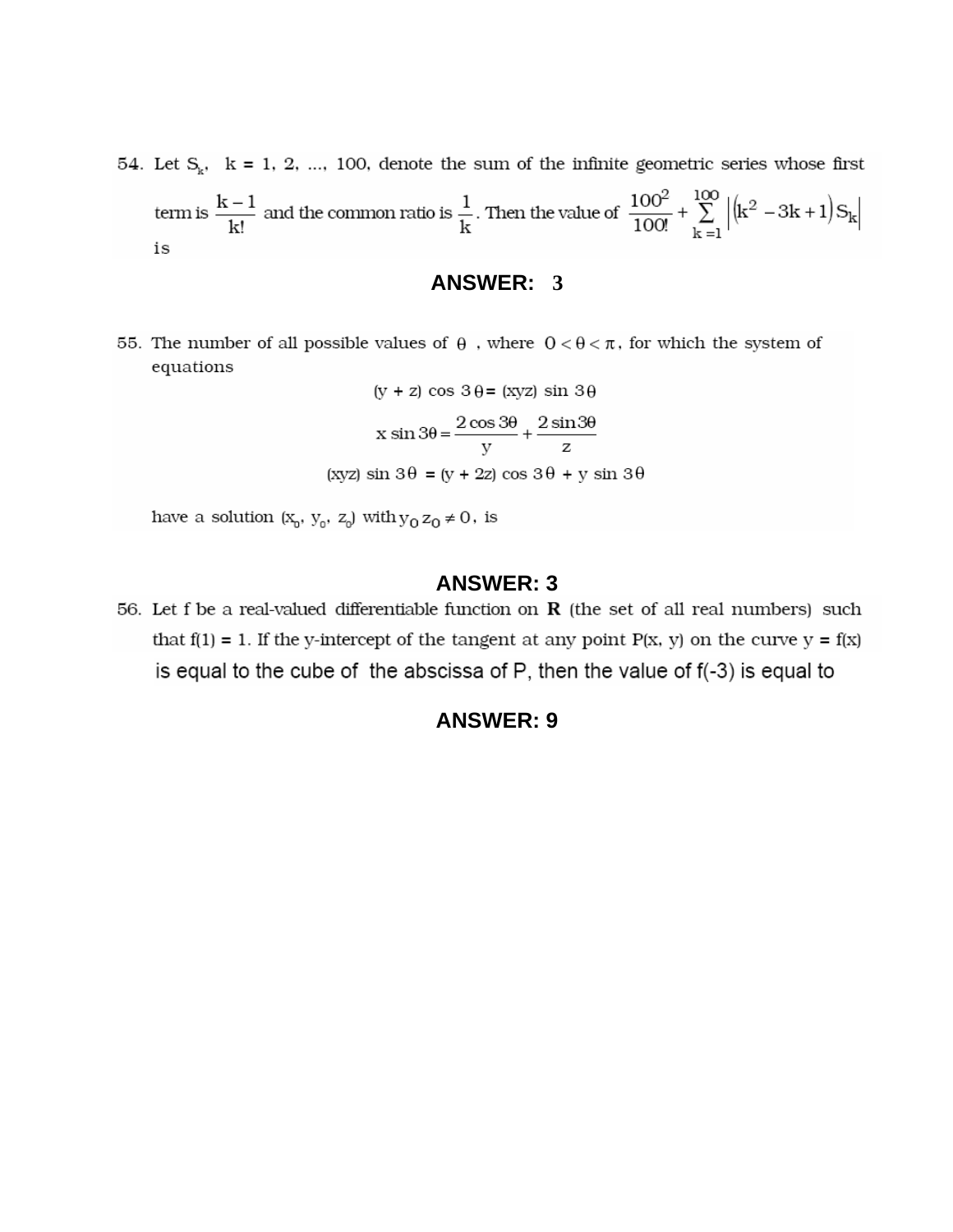54. Let $S_k$, $k = 1, 2, \ldots, 100$, denote the sum of the infinite geometric series whose first term is $\frac{k-1}{k!}$ and the common ratio is $\frac{1}{k}$. Then the value of $\frac{100^2}{100!} + \sum_{k=1}^{100} \left| \left(k^2 - 3k + 1\right) S_k \right|$ is

**ANSWER: 3**

55. The number of all possible values of $\theta$ , where $0 < \theta < \pi$, for which the system of equations

$$(y + z) \cos 3\theta = (xyz) \sin 3\theta$$

$$x \sin 3\theta = \frac{2\cos 3\theta}{y} + \frac{2\sin 3\theta}{z}$$

$$(xyz) \sin 3\theta = (y + 2z) \cos 3\theta + y \sin 3\theta$$

have a solution $(x_0, y_0, z_0)$ with $y_0 z_0 \neq 0$, is

**ANSWER: 3**

56. Let f be a real-valued differentiable function on **R** (the set of all real numbers) such that $f(1) = 1$. If the y-intercept of the tangent at any point $P(x, y)$ on the curve $y = f(x)$ is equal to the cube of the abscissa of P, then the value of $f(-3)$ is equal to

**ANSWER: 9**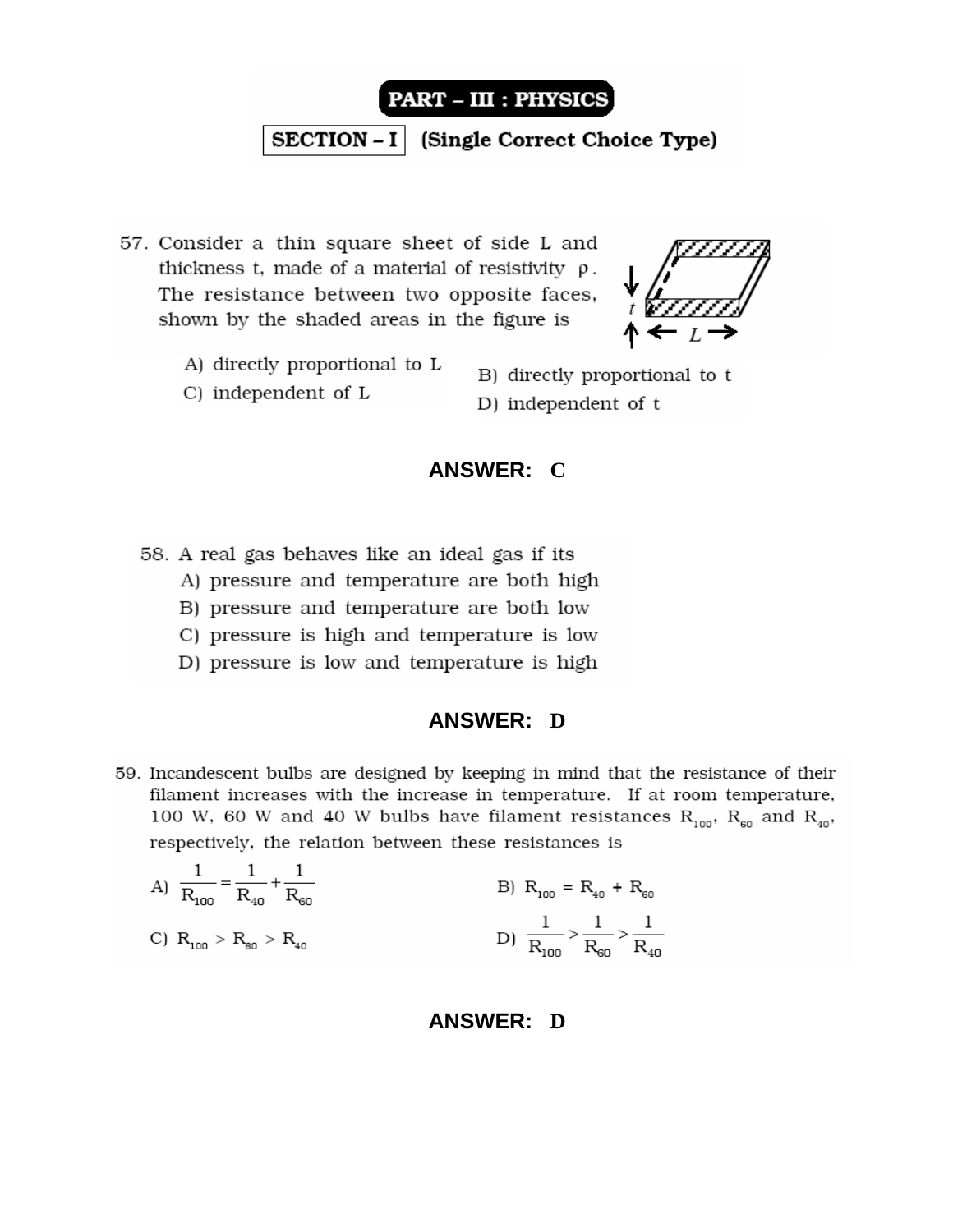## PART – III : PHYSICS

**SECTION – I** (Single Correct Choice Type)

57. Consider a thin square sheet of side L and thickness t, made of a material of resistivity $\rho$. The resistance between two opposite faces, shown by the shaded areas in the figure is

A) directly proportional to L

B) directly proportional to t

C) independent of L

D) independent of t

**ANSWER: C**

58. A real gas behaves like an ideal gas if its

A) pressure and temperature are both high

B) pressure and temperature are both low

C) pressure is high and temperature is low

D) pressure is low and temperature is high

**ANSWER: D**

59. Incandescent bulbs are designed by keeping in mind that the resistance of their filament increases with the increase in temperature. If at room temperature, 100 W, 60 W and 40 W bulbs have filament resistances $R_{100}$, $R_{60}$ and $R_{40}$, respectively, the relation between these resistances is

A) $\frac{1}{R_{100}} = \frac{1}{R_{40}} + \frac{1}{R_{60}}$

B) $R_{100} = R_{40} + R_{60}$

C) $R_{100} > R_{60} > R_{40}$

D) $\frac{1}{R_{100}} > \frac{1}{R_{60}} > \frac{1}{R_{40}}$

**ANSWER: D**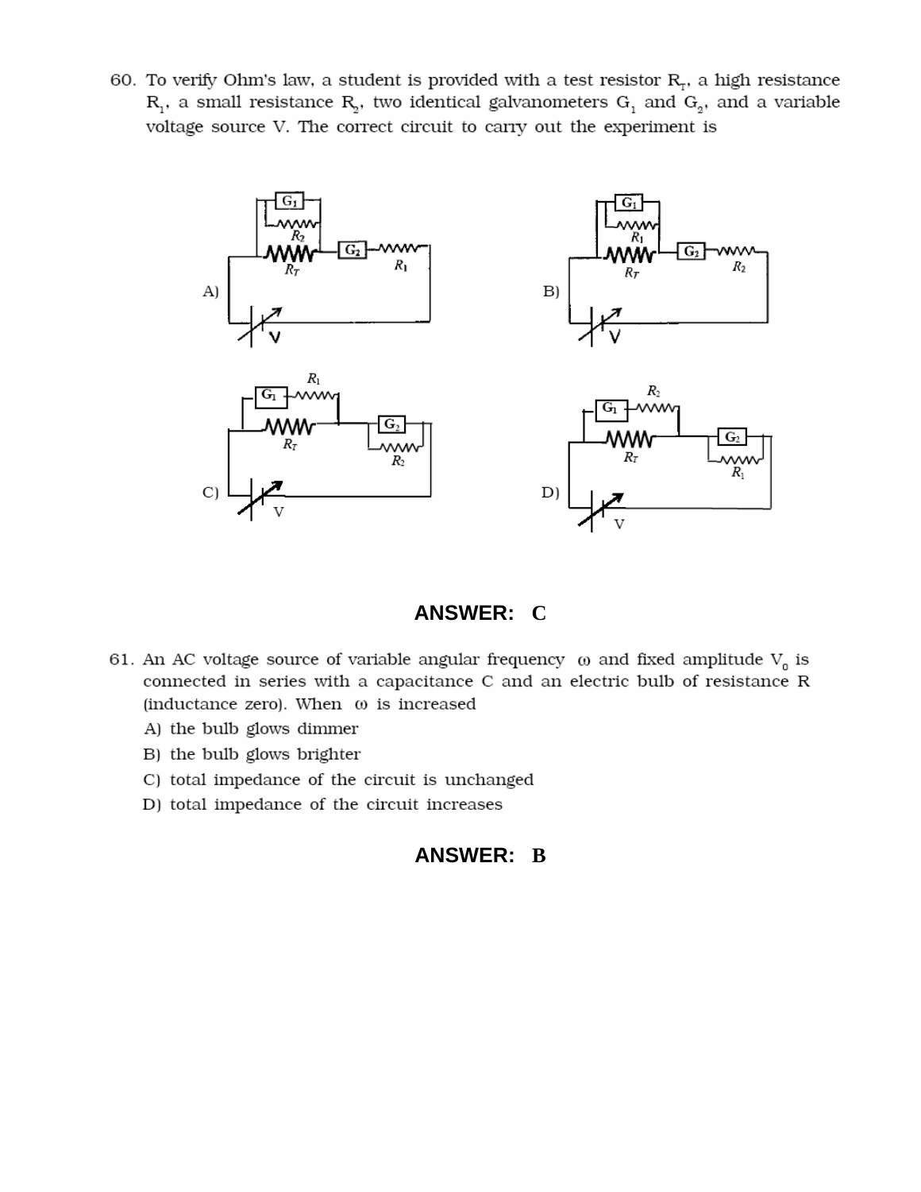60. To verify Ohm's law, a student is provided with a test resistor $R_T$, a high resistance $R_1$, a small resistance $R_2$, two identical galvanometers $G_1$ and $G_2$, and a variable voltage source V. The correct circuit to carry out the experiment is

A)

B)

C)

D)

**ANSWER: C**

61. An AC voltage source of variable angular frequency $\omega$ and fixed amplitude $V_0$ is connected in series with a capacitance C and an electric bulb of resistance R (inductance zero). When $\omega$ is increased

A) the bulb glows dimmer

B) the bulb glows brighter

C) total impedance of the circuit is unchanged

D) total impedance of the circuit increases

**ANSWER: B**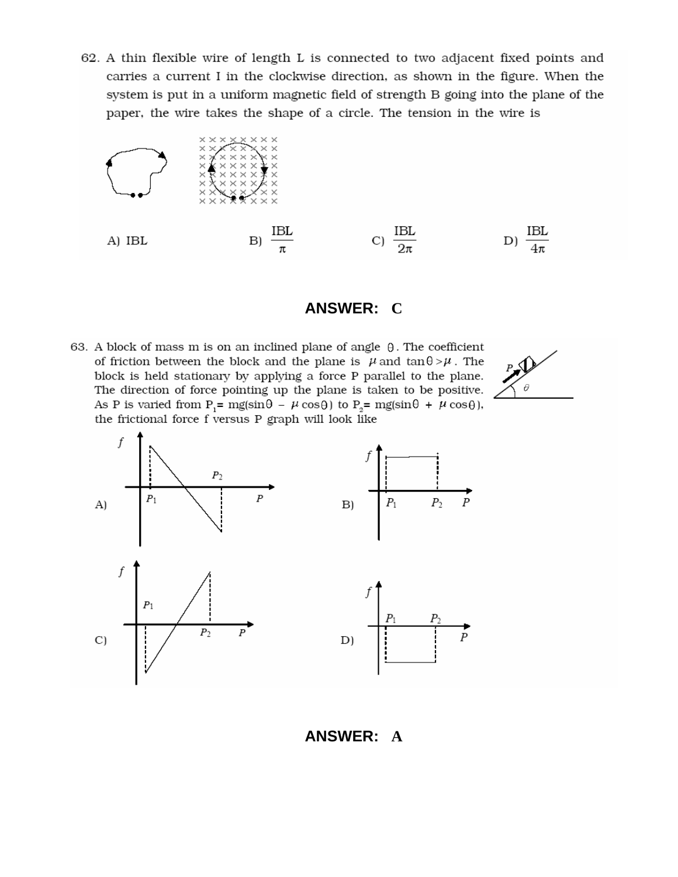62. A thin flexible wire of length L is connected to two adjacent fixed points and carries a current I in the clockwise direction, as shown in the figure. When the system is put in a uniform magnetic field of strength B going into the plane of the paper, the wire takes the shape of a circle. The tension in the wire is

A) IBL  B) $\frac{IBL}{\pi}$  C) $\frac{IBL}{2\pi}$  D) $\frac{IBL}{4\pi}$

**ANSWER: C**

63. A block of mass m is on an inclined plane of angle $\theta$. The coefficient of friction between the block and the plane is $\mu$ and $\tan\theta > \mu$. The block is held stationary by applying a force P parallel to the plane. The direction of force pointing up the plane is taken to be positive. As P is varied from $P_1 = mg(\sin\theta - \mu\cos\theta)$ to $P_2 = mg(\sin\theta + \mu\cos\theta)$, the frictional force f versus P graph will look like

A)  B)  C)  D)

**ANSWER: A**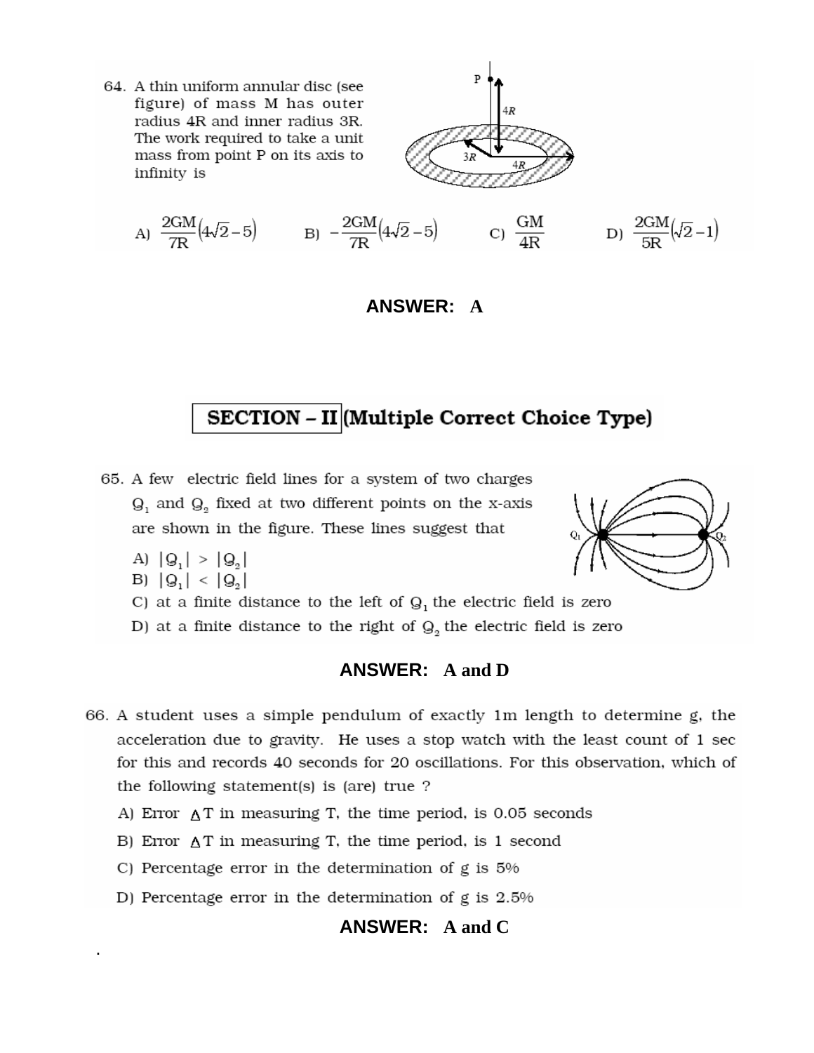64. A thin uniform annular disc (see figure) of mass M has outer radius 4R and inner radius 3R. The work required to take a unit mass from point P on its axis to infinity is

A) $\frac{2GM}{7R}\left(4\sqrt{2}-5\right)$ B) $-\frac{2GM}{7R}\left(4\sqrt{2}-5\right)$ C) $\frac{GM}{4R}$ D) $\frac{2GM}{5R}\left(\sqrt{2}-1\right)$

**ANSWER: A**

## SECTION – II (Multiple Correct Choice Type)

65. A few electric field lines for a system of two charges $Q_1$ and $Q_2$ fixed at two different points on the x-axis are shown in the figure. These lines suggest that

A) $|Q_1| > |Q_2|$

B) $|Q_1| < |Q_2|$

C) at a finite distance to the left of $Q_1$ the electric field is zero

D) at a finite distance to the right of $Q_2$ the electric field is zero

**ANSWER: A and D**

66. A student uses a simple pendulum of exactly 1m length to determine g, the acceleration due to gravity. He uses a stop watch with the least count of 1 sec for this and records 40 seconds for 20 oscillations. For this observation, which of the following statement(s) is (are) true ?

A) Error $\Delta T$ in measuring T, the time period, is 0.05 seconds

B) Error $\Delta T$ in measuring T, the time period, is 1 second

C) Percentage error in the determination of g is 5%

D) Percentage error in the determination of g is 2.5%

**ANSWER: A and C**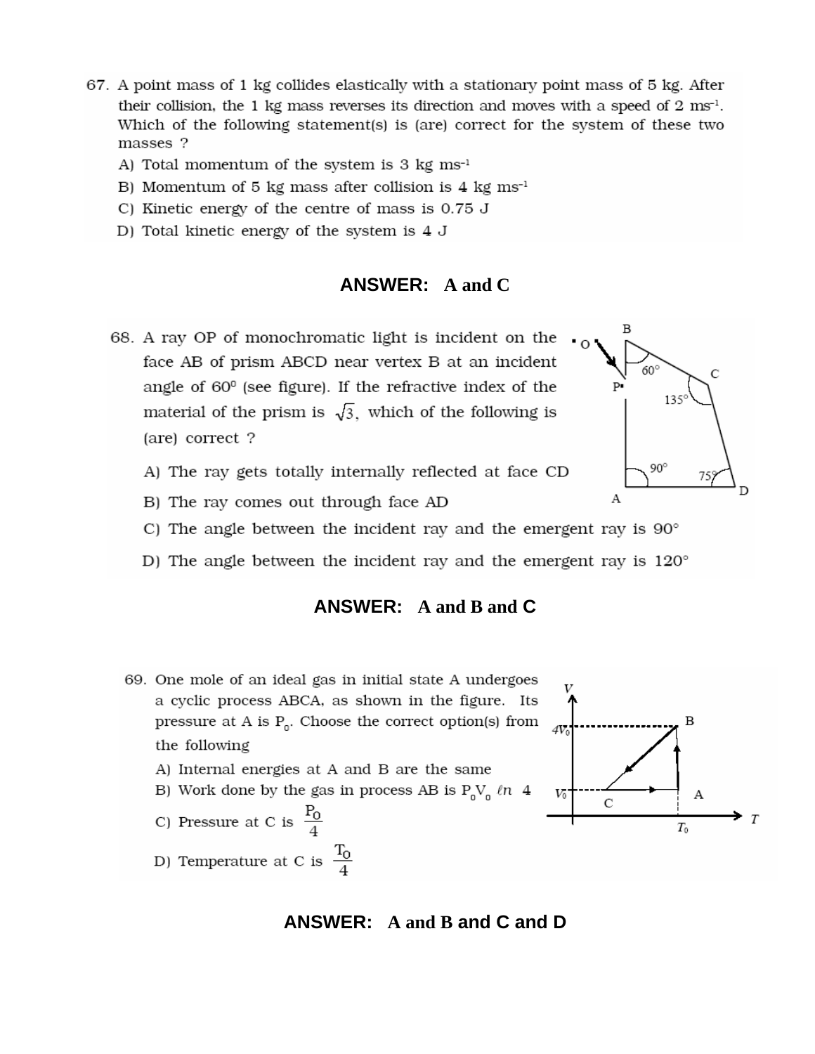67. A point mass of 1 kg collides elastically with a stationary point mass of 5 kg. After their collision, the 1 kg mass reverses its direction and moves with a speed of 2 $ms^{-1}$. Which of the following statement(s) is (are) correct for the system of these two masses ?

A) Total momentum of the system is 3 kg $ms^{-1}$

B) Momentum of 5 kg mass after collision is 4 kg $ms^{-1}$

C) Kinetic energy of the centre of mass is 0.75 J

D) Total kinetic energy of the system is 4 J

**ANSWER: A and C**

68. A ray OP of monochromatic light is incident on the face AB of prism ABCD near vertex B at an incident angle of $60^0$ (see figure). If the refractive index of the material of the prism is $\sqrt{3}$, which of the following is (are) correct ?

A) The ray gets totally internally reflected at face CD

B) The ray comes out through face AD

C) The angle between the incident ray and the emergent ray is 90°

D) The angle between the incident ray and the emergent ray is 120°

**ANSWER: A and B and C**

69. One mole of an ideal gas in initial state A undergoes a cyclic process ABCA, as shown in the figure. Its pressure at A is $P_0$. Choose the correct option(s) from the following

A) Internal energies at A and B are the same

B) Work done by the gas in process AB is $P_0V_0 \ \ell n \ 4$

C) Pressure at C is $\frac{P_0}{4}$

D) Temperature at C is $\frac{T_0}{4}$

**ANSWER: A and B and C and D**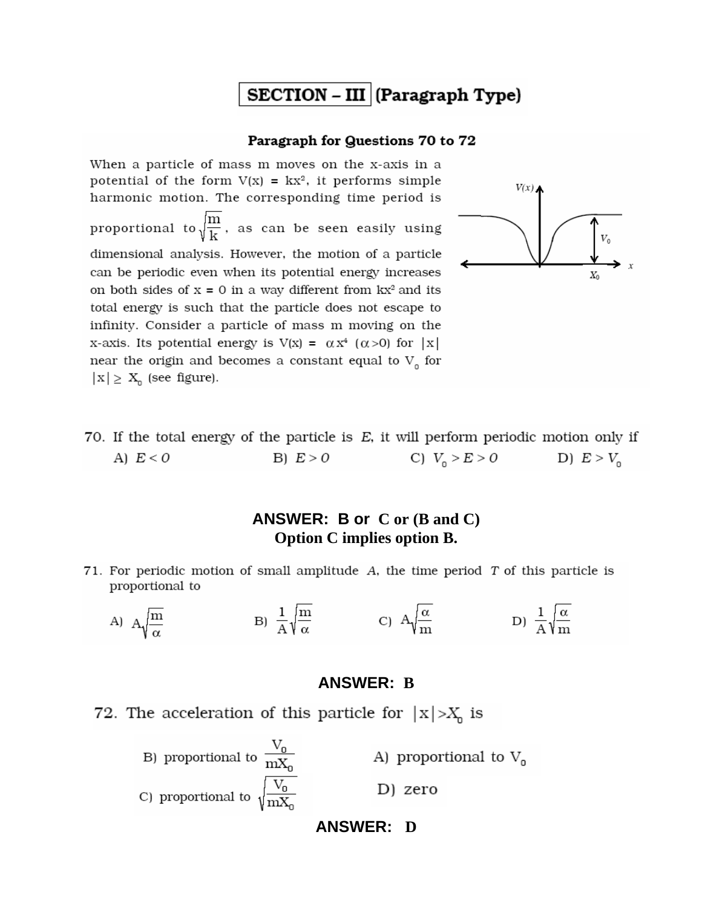# SECTION – III (Paragraph Type)

## Paragraph for Questions 70 to 72

When a particle of mass m moves on the x-axis in a potential of the form $V(x) = kx^2$, it performs simple harmonic motion. The corresponding time period is proportional to $\sqrt{\frac{m}{k}}$, as can be seen easily using dimensional analysis. However, the motion of a particle can be periodic even when its potential energy increases on both sides of x = 0 in a way different from $kx^2$ and its total energy is such that the particle does not escape to infinity. Consider a particle of mass m moving on the x-axis. Its potential energy is $V(x) = \alpha x^4$ ($\alpha > 0$) for $|x|$ near the origin and becomes a constant equal to $V_0$ for $|x| \geq X_0$ (see figure).

70. If the total energy of the particle is $E$, it will perform periodic motion only if

A) $E < 0$ B) $E > 0$ C) $V_0 > E > 0$ D) $E > V_0$

**ANSWER: B or C or (B and C)**
**Option C implies option B.**

71. For periodic motion of small amplitude $A$, the time period $T$ of this particle is proportional to

A) $A\sqrt{\frac{m}{\alpha}}$ B) $\frac{1}{A}\sqrt{\frac{m}{\alpha}}$ C) $A\sqrt{\frac{\alpha}{m}}$ D) $\frac{1}{A}\sqrt{\frac{\alpha}{m}}$

**ANSWER: B**

72. The acceleration of this particle for $|x| > X_0$ is

B) proportional to $\frac{V_0}{mX_0}$ A) proportional to $V_0$

C) proportional to $\sqrt{\frac{V_0}{mX_0}}$ D) zero

**ANSWER: D**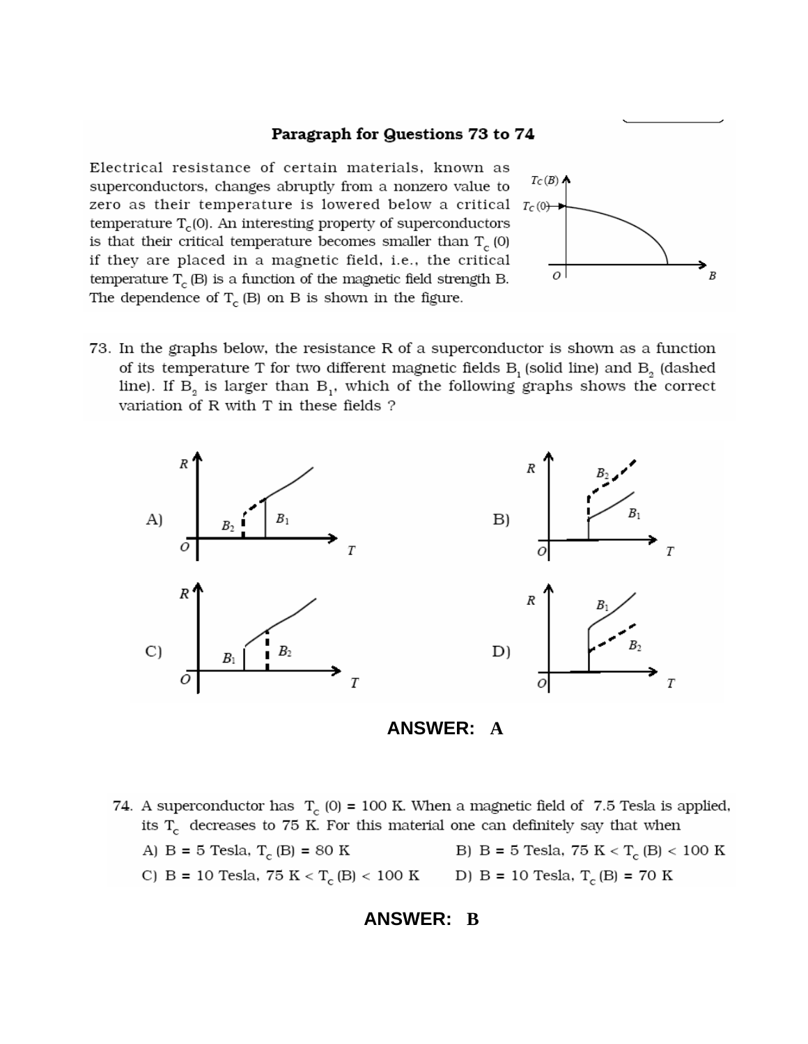## Paragraph for Questions 73 to 74

Electrical resistance of certain materials, known as superconductors, changes abruptly from a nonzero value to zero as their temperature is lowered below a critical temperature $T_c(0)$. An interesting property of superconductors is that their critical temperature becomes smaller than $T_c(0)$ if they are placed in a magnetic field, i.e., the critical temperature $T_c(B)$ is a function of the magnetic field strength B. The dependence of $T_c(B)$ on B is shown in the figure.

73. In the graphs below, the resistance R of a superconductor is shown as a function of its temperature T for two different magnetic fields $B_1$ (solid line) and $B_2$ (dashed line). If $B_2$ is larger than $B_1$, which of the following graphs shows the correct variation of R with T in these fields ?

A) B) C) D)

**ANSWER: A**

74. A superconductor has $T_c(0) = 100$ K. When a magnetic field of 7.5 Tesla is applied, its $T_c$ decreases to 75 K. For this material one can definitely say that when

A) B = 5 Tesla, $T_c(B) = 80$ K

B) B = 5 Tesla, $75\text{ K} < T_c(B) < 100\text{ K}$

C) B = 10 Tesla, $75\text{ K} < T_c(B) < 100\text{ K}$

D) B = 10 Tesla, $T_c(B) = 70$ K

**ANSWER: B**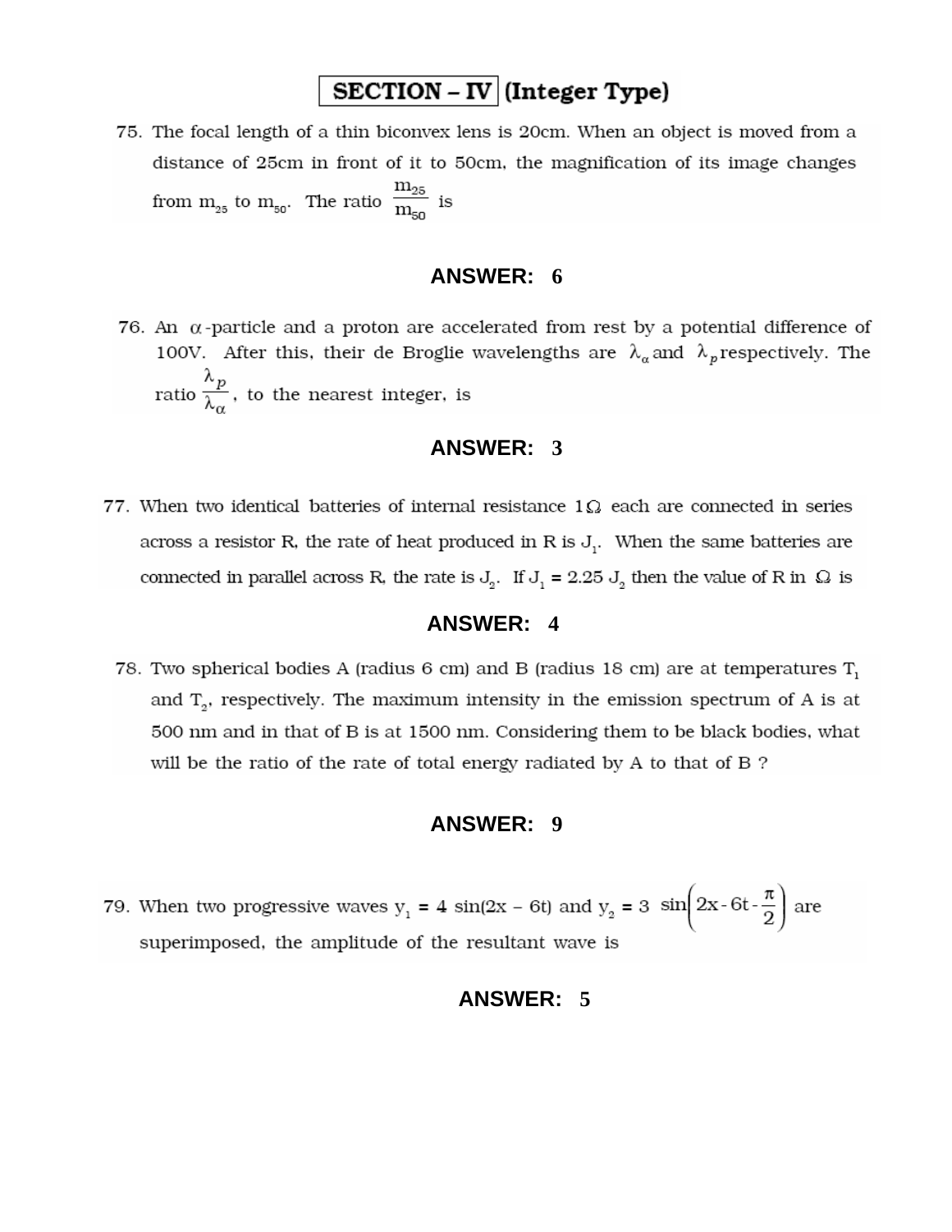## SECTION – IV (Integer Type)

75. The focal length of a thin biconvex lens is 20cm. When an object is moved from a distance of 25cm in front of it to 50cm, the magnification of its image changes from $m_{25}$ to $m_{50}$. The ratio $\frac{m_{25}}{m_{50}}$ is

**ANSWER: 6**

76. An $\alpha$-particle and a proton are accelerated from rest by a potential difference of 100V. After this, their de Broglie wavelengths are $\lambda_\alpha$ and $\lambda_p$ respectively. The ratio $\frac{\lambda_p}{\lambda_\alpha}$, to the nearest integer, is

**ANSWER: 3**

77. When two identical batteries of internal resistance $1\Omega$ each are connected in series across a resistor R, the rate of heat produced in R is $J_1$. When the same batteries are connected in parallel across R, the rate is $J_2$. If $J_1 = 2.25\ J_2$ then the value of R in $\Omega$ is

**ANSWER: 4**

78. Two spherical bodies A (radius 6 cm) and B (radius 18 cm) are at temperatures $T_1$ and $T_2$, respectively. The maximum intensity in the emission spectrum of A is at 500 nm and in that of B is at 1500 nm. Considering them to be black bodies, what will be the ratio of the rate of total energy radiated by A to that of B ?

**ANSWER: 9**

79. When two progressive waves $y_1 = 4\sin(2x - 6t)$ and $y_2 = 3\sin\left(2x - 6t - \frac{\pi}{2}\right)$ are superimposed, the amplitude of the resultant wave is

**ANSWER: 5**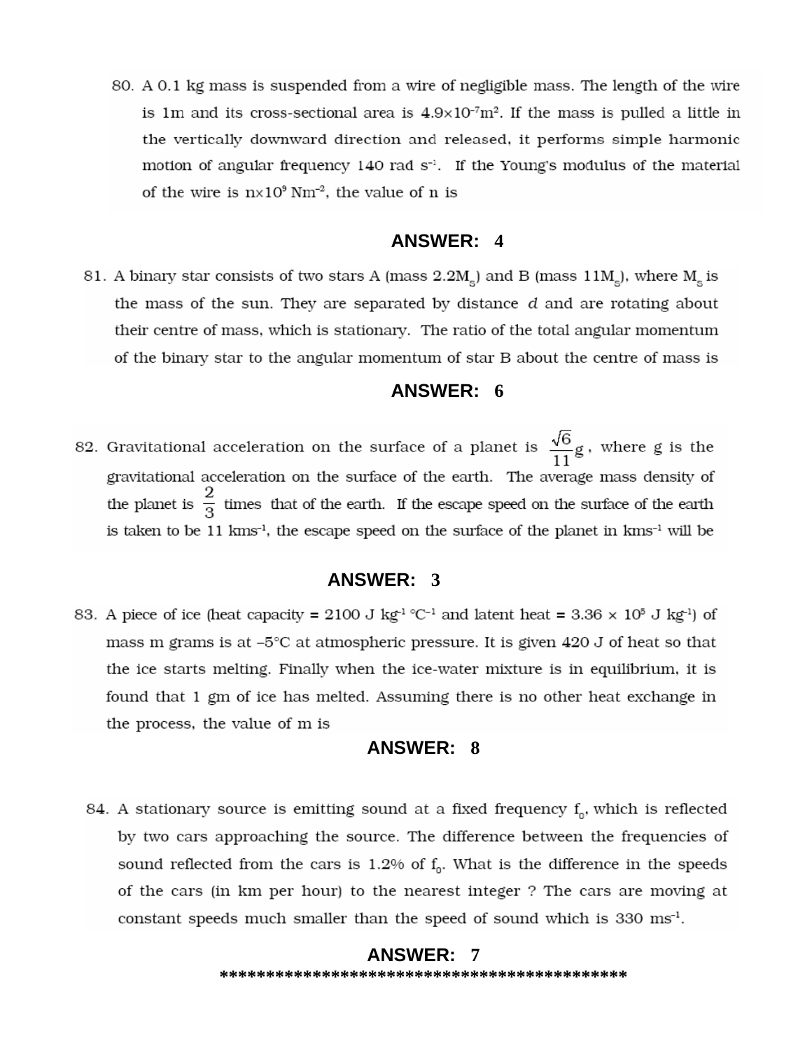80. A 0.1 kg mass is suspended from a wire of negligible mass. The length of the wire is 1m and its cross-sectional area is $4.9 \times 10^{-7} m^2$. If the mass is pulled a little in the vertically downward direction and released, it performs simple harmonic motion of angular frequency 140 rad $s^{-1}$. If the Young's modulus of the material of the wire is $n \times 10^9$ $Nm^{-2}$, the value of n is

**ANSWER: 4**

81. A binary star consists of two stars A (mass $2.2M_s$) and B (mass $11M_s$), where $M_s$ is the mass of the sun. They are separated by distance $d$ and are rotating about their centre of mass, which is stationary. The ratio of the total angular momentum of the binary star to the angular momentum of star B about the centre of mass is

**ANSWER: 6**

82. Gravitational acceleration on the surface of a planet is $\frac{\sqrt{6}}{11}g$, where g is the gravitational acceleration on the surface of the earth. The average mass density of the planet is $\frac{2}{3}$ times that of the earth. If the escape speed on the surface of the earth is taken to be 11 $kms^{-1}$, the escape speed on the surface of the planet in $kms^{-1}$ will be

**ANSWER: 3**

83. A piece of ice (heat capacity = 2100 J $kg^{-1}$ $°C^{-1}$ and latent heat = $3.36 \times 10^5$ J $kg^{-1}$) of mass m grams is at –5°C at atmospheric pressure. It is given 420 J of heat so that the ice starts melting. Finally when the ice-water mixture is in equilibrium, it is found that 1 gm of ice has melted. Assuming there is no other heat exchange in the process, the value of m is

**ANSWER: 8**

84. A stationary source is emitting sound at a fixed frequency $f_0$, which is reflected by two cars approaching the source. The difference between the frequencies of sound reflected from the cars is 1.2% of $f_0$. What is the difference in the speeds of the cars (in km per hour) to the nearest integer ? The cars are moving at constant speeds much smaller than the speed of sound which is 330 $ms^{-1}$.

**ANSWER: 7**

*********************************************